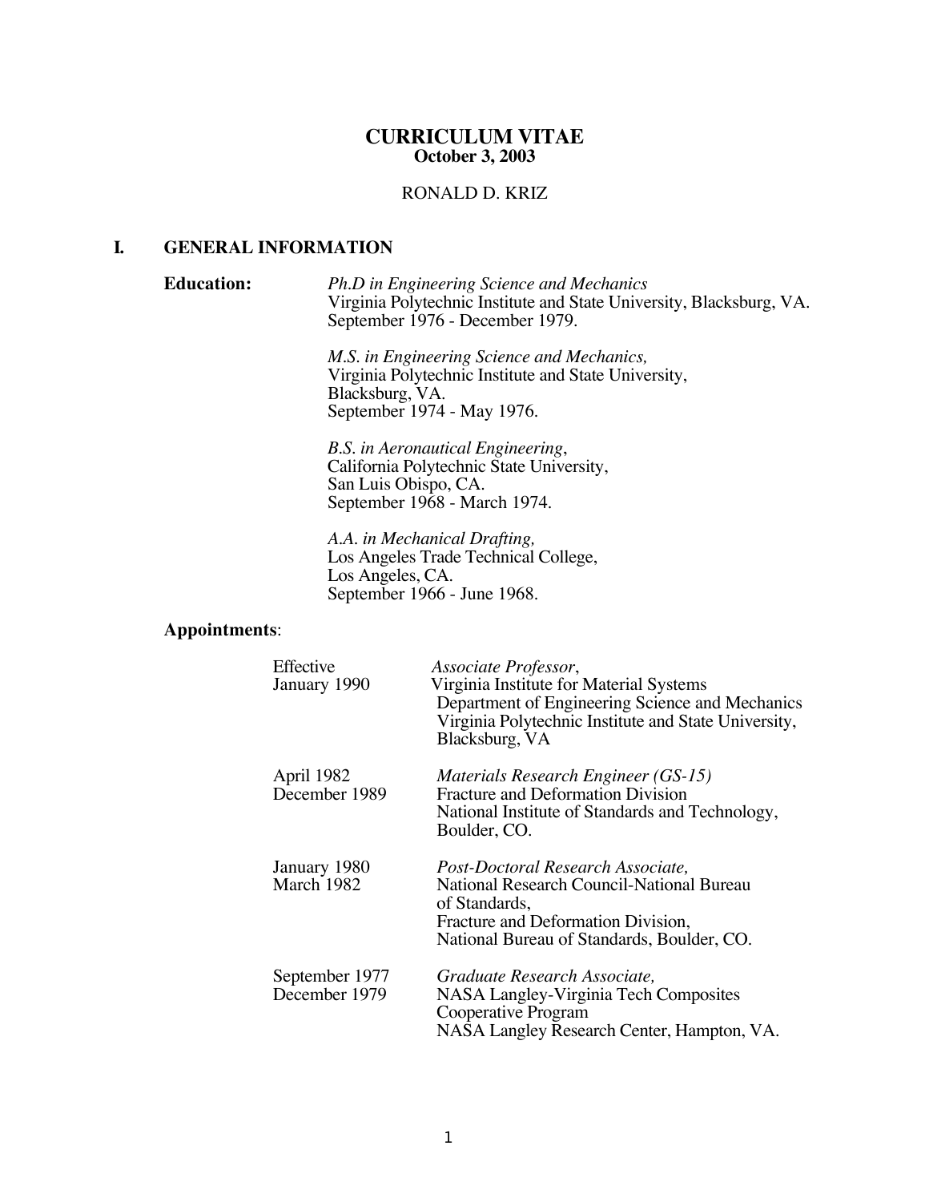# CURRICULUM VITAE

**October 3, 2003**

RONALD D. KRIZ

## I. GENERAL INFORMATION

**Education:**

*Ph.D in Engineering Science and Mechanics*
Virginia Polytechnic Institute and State University, Blacksburg, VA.
September 1976 - December 1979.

*M.S. in Engineering Science and Mechanics,*
Virginia Polytechnic Institute and State University,
Blacksburg, VA.
September 1974 - May 1976.

*B.S. in Aeronautical Engineering*,
California Polytechnic State University,
San Luis Obispo, CA.
September 1968 - March 1974.

*A.A. in Mechanical Drafting,*
Los Angeles Trade Technical College,
Los Angeles, CA.
September 1966 - June 1968.

**Appointments**:

| | |
|---|---|
| Effective January 1990 | *Associate Professor*, Virginia Institute for Material Systems, Department of Engineering Science and Mechanics, Virginia Polytechnic Institute and State University, Blacksburg, VA |
| April 1982 – December 1989 | *Materials Research Engineer (GS-15)*, Fracture and Deformation Division, National Institute of Standards and Technology, Boulder, CO. |
| January 1980 – March 1982 | *Post-Doctoral Research Associate,* National Research Council-National Bureau of Standards, Fracture and Deformation Division, National Bureau of Standards, Boulder, CO. |
| September 1977 – December 1979 | *Graduate Research Associate,* NASA Langley-Virginia Tech Composites Cooperative Program, NASA Langley Research Center, Hampton, VA. |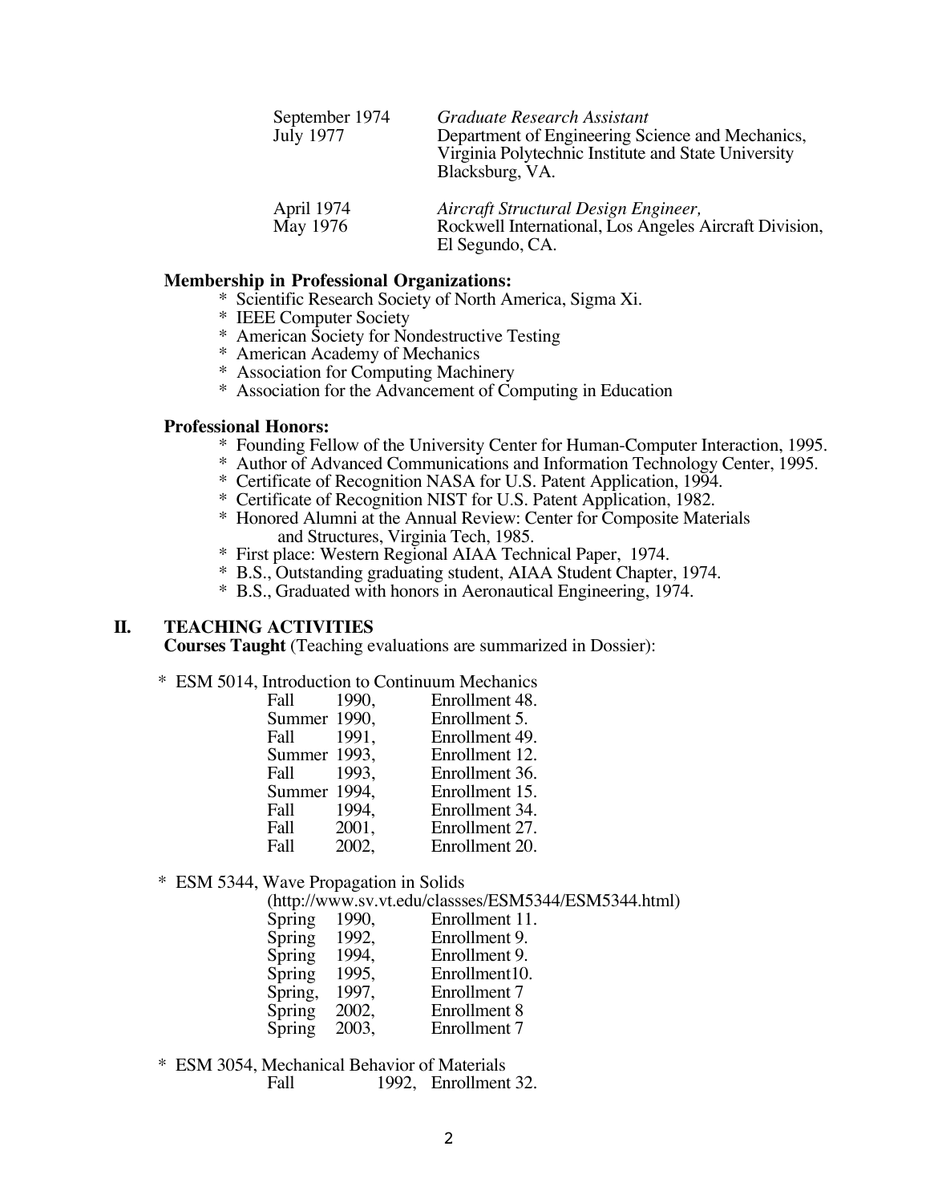| | |
|---|---|
| September 1974<br>July 1977 | *Graduate Research Assistant*<br>Department of Engineering Science and Mechanics, Virginia Polytechnic Institute and State University Blacksburg, VA. |
| April 1974<br>May 1976 | *Aircraft Structural Design Engineer,*<br>Rockwell International, Los Angeles Aircraft Division, El Segundo, CA. |

**Membership in Professional Organizations:**

* Scientific Research Society of North America, Sigma Xi.
* IEEE Computer Society
* American Society for Nondestructive Testing
* American Academy of Mechanics
* Association for Computing Machinery
* Association for the Advancement of Computing in Education

**Professional Honors:**

* Founding Fellow of the University Center for Human-Computer Interaction, 1995.
* Author of Advanced Communications and Information Technology Center, 1995.
* Certificate of Recognition NASA for U.S. Patent Application, 1994.
* Certificate of Recognition NIST for U.S. Patent Application, 1982.
* Honored Alumni at the Annual Review: Center for Composite Materials and Structures, Virginia Tech, 1985.
* First place: Western Regional AIAA Technical Paper, 1974.
* B.S., Outstanding graduating student, AIAA Student Chapter, 1974.
* B.S., Graduated with honors in Aeronautical Engineering, 1974.

## II. TEACHING ACTIVITIES

**Courses Taught** (Teaching evaluations are summarized in Dossier):

* ESM 5014, Introduction to Continuum Mechanics

| | | |
|---|---|---|
| Fall | 1990, | Enrollment 48. |
| Summer | 1990, | Enrollment 5. |
| Fall | 1991, | Enrollment 49. |
| Summer | 1993, | Enrollment 12. |
| Fall | 1993, | Enrollment 36. |
| Summer | 1994, | Enrollment 15. |
| Fall | 1994, | Enrollment 34. |
| Fall | 2001, | Enrollment 27. |
| Fall | 2002, | Enrollment 20. |

* ESM 5344, Wave Propagation in Solids
  (http://www.sv.vt.edu/classses/ESM5344/ESM5344.html)

| | | |
|---|---|---|
| Spring | 1990, | Enrollment 11. |
| Spring | 1992, | Enrollment 9. |
| Spring | 1994, | Enrollment 9. |
| Spring | 1995, | Enrollment10. |
| Spring, | 1997, | Enrollment 7 |
| Spring | 2002, | Enrollment 8 |
| Spring | 2003, | Enrollment 7 |

* ESM 3054, Mechanical Behavior of Materials

| | | |
|---|---|---|
| Fall | 1992, | Enrollment 32. |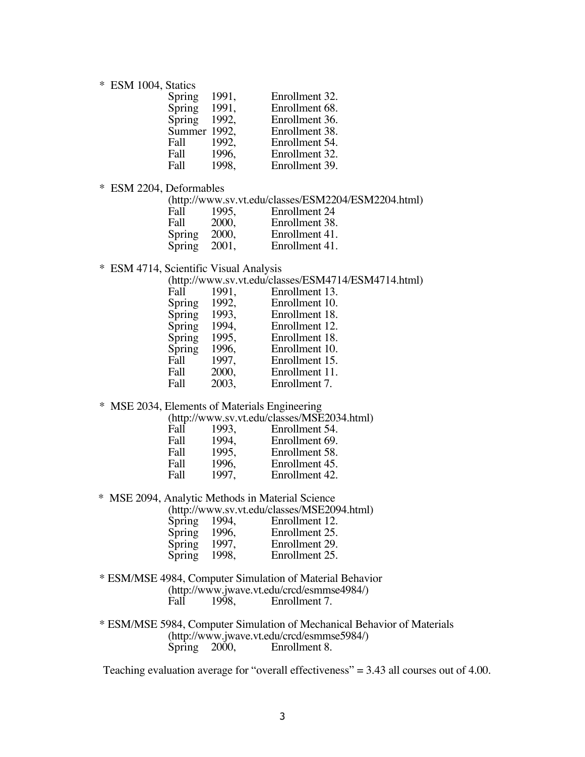* ESM 1004, Statics
  - Spring 1991, Enrollment 32.
  - Spring 1991, Enrollment 68.
  - Spring 1992, Enrollment 36.
  - Summer 1992, Enrollment 38.
  - Fall 1992, Enrollment 54.
  - Fall 1996, Enrollment 32.
  - Fall 1998, Enrollment 39.

* ESM 2204, Deformables
  (http://www.sv.vt.edu/classes/ESM2204/ESM2204.html)
  - Fall 1995, Enrollment 24
  - Fall 2000, Enrollment 38.
  - Spring 2000, Enrollment 41.
  - Spring 2001, Enrollment 41.

* ESM 4714, Scientific Visual Analysis
  (http://www.sv.vt.edu/classes/ESM4714/ESM4714.html)
  - Fall 1991, Enrollment 13.
  - Spring 1992, Enrollment 10.
  - Spring 1993, Enrollment 18.
  - Spring 1994, Enrollment 12.
  - Spring 1995, Enrollment 18.
  - Spring 1996, Enrollment 10.
  - Fall 1997, Enrollment 15.
  - Fall 2000, Enrollment 11.
  - Fall 2003, Enrollment 7.

* MSE 2034, Elements of Materials Engineering
  (http://www.sv.vt.edu/classes/MSE2034.html)
  - Fall 1993, Enrollment 54.
  - Fall 1994, Enrollment 69.
  - Fall 1995, Enrollment 58.
  - Fall 1996, Enrollment 45.
  - Fall 1997, Enrollment 42.

* MSE 2094, Analytic Methods in Material Science
  (http://www.sv.vt.edu/classes/MSE2094.html)
  - Spring 1994, Enrollment 12.
  - Spring 1996, Enrollment 25.
  - Spring 1997, Enrollment 29.
  - Spring 1998, Enrollment 25.

* ESM/MSE 4984, Computer Simulation of Material Behavior
  (http://www.jwave.vt.edu/crcd/esmmse4984/)
  - Fall 1998, Enrollment 7.

* ESM/MSE 5984, Computer Simulation of Mechanical Behavior of Materials
  (http://www.jwave.vt.edu/crcd/esmmse5984/)
  - Spring 2000, Enrollment 8.

Teaching evaluation average for "overall effectiveness" = 3.43 all courses out of 4.00.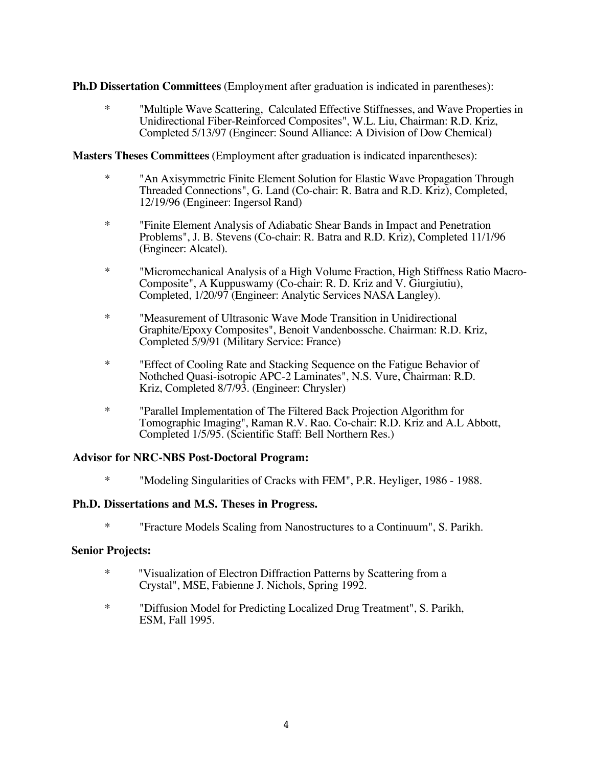**Ph.D Dissertation Committees** (Employment after graduation is indicated in parentheses):

- "Multiple Wave Scattering, Calculated Effective Stiffnesses, and Wave Properties in Unidirectional Fiber-Reinforced Composites", W.L. Liu, Chairman: R.D. Kriz, Completed 5/13/97 (Engineer: Sound Alliance: A Division of Dow Chemical)

**Masters Theses Committees** (Employment after graduation is indicated inparentheses):

- "An Axisymmetric Finite Element Solution for Elastic Wave Propagation Through Threaded Connections", G. Land (Co-chair: R. Batra and R.D. Kriz), Completed, 12/19/96 (Engineer: Ingersol Rand)

- "Finite Element Analysis of Adiabatic Shear Bands in Impact and Penetration Problems", J. B. Stevens (Co-chair: R. Batra and R.D. Kriz), Completed 11/1/96 (Engineer: Alcatel).

- "Micromechanical Analysis of a High Volume Fraction, High Stiffness Ratio Macro-Composite", A Kuppuswamy (Co-chair: R. D. Kriz and V. Giurgiutiu), Completed, 1/20/97 (Engineer: Analytic Services NASA Langley).

- "Measurement of Ultrasonic Wave Mode Transition in Unidirectional Graphite/Epoxy Composites", Benoit Vandenbossche. Chairman: R.D. Kriz, Completed 5/9/91 (Military Service: France)

- "Effect of Cooling Rate and Stacking Sequence on the Fatigue Behavior of Nothched Quasi-isotropic APC-2 Laminates", N.S. Vure, Chairman: R.D. Kriz, Completed 8/7/93. (Engineer: Chrysler)

- "Parallel Implementation of The Filtered Back Projection Algorithm for Tomographic Imaging", Raman R.V. Rao. Co-chair: R.D. Kriz and A.L Abbott, Completed 1/5/95. (Scientific Staff: Bell Northern Res.)

**Advisor for NRC-NBS Post-Doctoral Program:**

- "Modeling Singularities of Cracks with FEM", P.R. Heyliger, 1986 - 1988.

**Ph.D. Dissertations and M.S. Theses in Progress.**

- "Fracture Models Scaling from Nanostructures to a Continuum", S. Parikh.

**Senior Projects:**

- "Visualization of Electron Diffraction Patterns by Scattering from a Crystal", MSE, Fabienne J. Nichols, Spring 1992.

- "Diffusion Model for Predicting Localized Drug Treatment", S. Parikh, ESM, Fall 1995.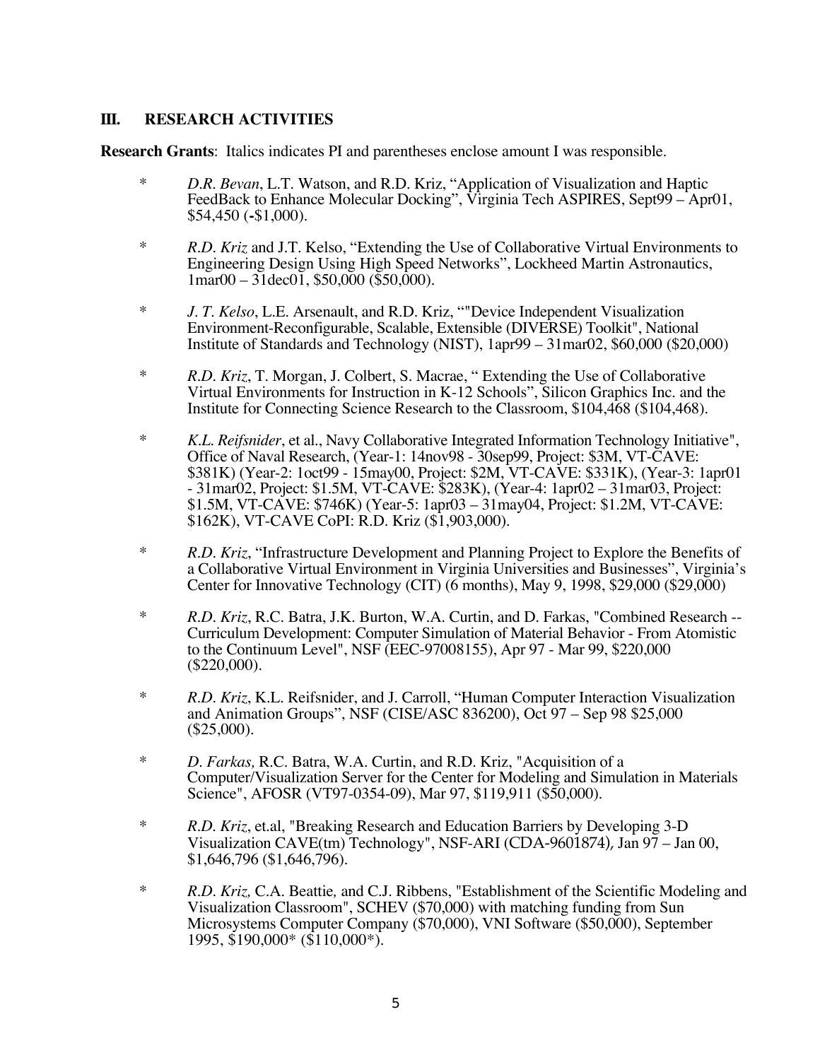## III. RESEARCH ACTIVITIES

**Research Grants**: Italics indicates PI and parentheses enclose amount I was responsible.

* *D.R. Bevan*, L.T. Watson, and R.D. Kriz, “Application of Visualization and Haptic FeedBack to Enhance Molecular Docking”, Virginia Tech ASPIRES, Sept99 – Apr01, $54,450 (-$1,000).

* *R.D. Kriz* and J.T. Kelso, “Extending the Use of Collaborative Virtual Environments to Engineering Design Using High Speed Networks”, Lockheed Martin Astronautics, 1mar00 – 31dec01, $50,000 ($50,000).

* *J. T. Kelso*, L.E. Arsenault, and R.D. Kriz, “"Device Independent Visualization Environment-Reconfigurable, Scalable, Extensible (DIVERSE) Toolkit", National Institute of Standards and Technology (NIST), 1apr99 – 31mar02, $60,000 ($20,000)

* *R.D. Kriz*, T. Morgan, J. Colbert, S. Macrae, “ Extending the Use of Collaborative Virtual Environments for Instruction in K-12 Schools”, Silicon Graphics Inc. and the Institute for Connecting Science Research to the Classroom, $104,468 ($104,468).

* *K.L. Reifsnider*, et al., Navy Collaborative Integrated Information Technology Initiative", Office of Naval Research, (Year-1: 14nov98 - 30sep99, Project: $3M, VT-CAVE: $381K) (Year-2: 1oct99 - 15may00, Project: $2M, VT-CAVE: $331K), (Year-3: 1apr01 - 31mar02, Project: $1.5M, VT-CAVE: $283K), (Year-4: 1apr02 – 31mar03, Project: $1.5M, VT-CAVE: $746K) (Year-5: 1apr03 – 31may04, Project: $1.2M, VT-CAVE: $162K), VT-CAVE CoPI: R.D. Kriz ($1,903,000).

* *R.D. Kriz*, “Infrastructure Development and Planning Project to Explore the Benefits of a Collaborative Virtual Environment in Virginia Universities and Businesses”, Virginia's Center for Innovative Technology (CIT) (6 months), May 9, 1998, $29,000 ($29,000)

* *R.D. Kriz*, R.C. Batra, J.K. Burton, W.A. Curtin, and D. Farkas, "Combined Research -- Curriculum Development: Computer Simulation of Material Behavior - From Atomistic to the Continuum Level", NSF (EEC-97008155), Apr 97 - Mar 99, $220,000 ($220,000).

* *R.D. Kriz*, K.L. Reifsnider, and J. Carroll, “Human Computer Interaction Visualization and Animation Groups”, NSF (CISE/ASC 836200), Oct 97 – Sep 98 $25,000 ($25,000).

* *D. Farkas,* R.C. Batra, W.A. Curtin, and R.D. Kriz, "Acquisition of a Computer/Visualization Server for the Center for Modeling and Simulation in Materials Science", AFOSR (VT97-0354-09), Mar 97, $119,911 ($50,000).

* *R.D. Kriz*, et.al, "Breaking Research and Education Barriers by Developing 3-D Visualization CAVE(tm) Technology", NSF-ARI (CDA-9601874), Jan 97 – Jan 00, $1,646,796 ($1,646,796).

* *R.D. Kriz,* C.A. Beattie, and C.J. Ribbens, "Establishment of the Scientific Modeling and Visualization Classroom", SCHEV ($70,000) with matching funding from Sun Microsystems Computer Company ($70,000), VNI Software ($50,000), September 1995, $190,000* ($110,000*).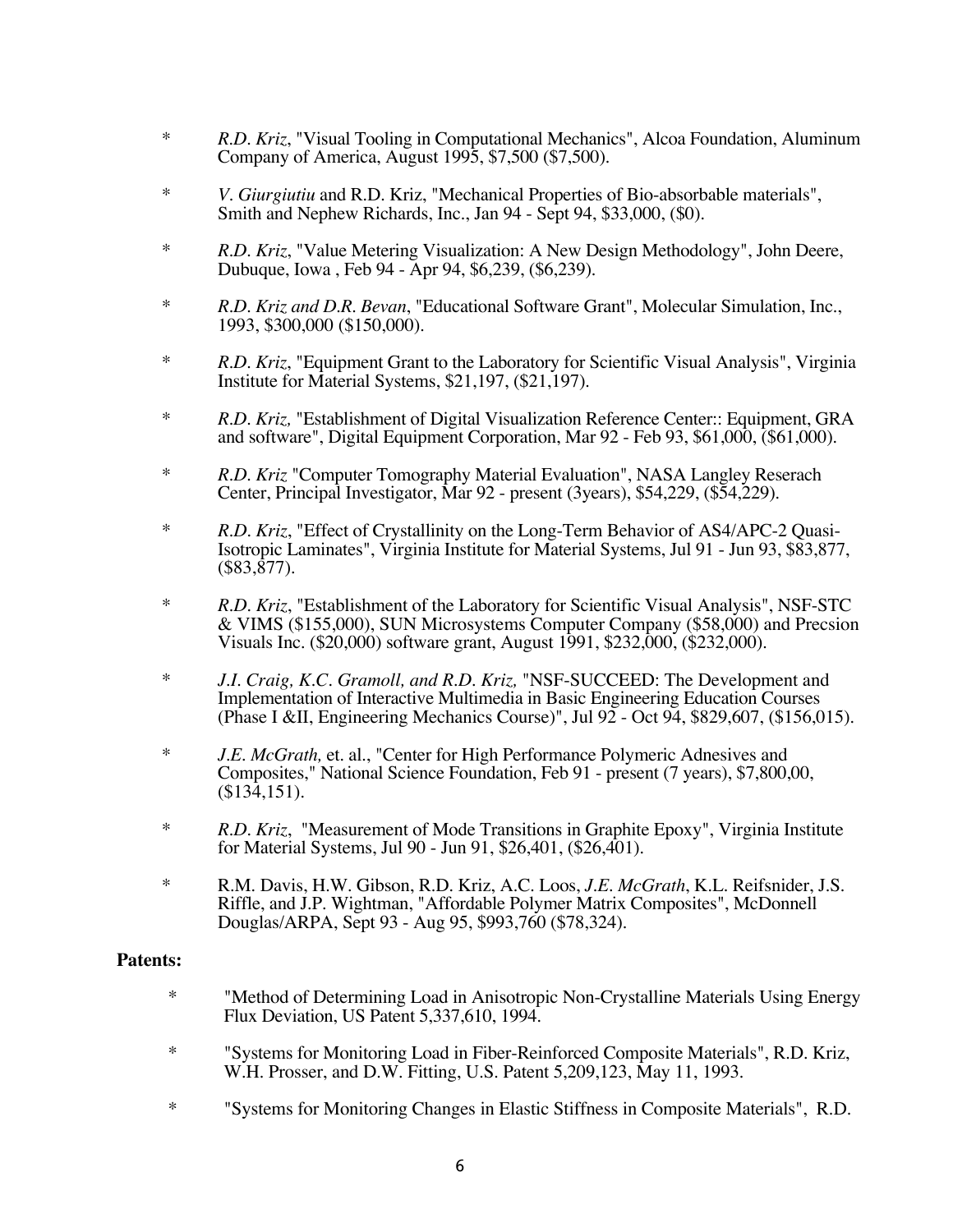* *R.D. Kriz*, "Visual Tooling in Computational Mechanics", Alcoa Foundation, Aluminum Company of America, August 1995, $7,500 ($7,500).

* *V. Giurgiutiu* and R.D. Kriz, "Mechanical Properties of Bio-absorbable materials", Smith and Nephew Richards, Inc., Jan 94 - Sept 94, $33,000, ($0).

* *R.D. Kriz*, "Value Metering Visualization: A New Design Methodology", John Deere, Dubuque, Iowa , Feb 94 - Apr 94, $6,239, ($6,239).

* *R.D. Kriz and D.R. Bevan*, "Educational Software Grant", Molecular Simulation, Inc., 1993, $300,000 ($150,000).

* *R.D. Kriz*, "Equipment Grant to the Laboratory for Scientific Visual Analysis", Virginia Institute for Material Systems, $21,197, ($21,197).

* *R.D. Kriz,* "Establishment of Digital Visualization Reference Center:: Equipment, GRA and software", Digital Equipment Corporation, Mar 92 - Feb 93, $61,000, ($61,000).

* *R.D. Kriz* "Computer Tomography Material Evaluation", NASA Langley Reserach Center, Principal Investigator, Mar 92 - present (3years), $54,229, ($54,229).

* *R.D. Kriz*, "Effect of Crystallinity on the Long-Term Behavior of AS4/APC-2 Quasi-Isotropic Laminates", Virginia Institute for Material Systems, Jul 91 - Jun 93, $83,877, ($83,877).

* *R.D. Kriz*, "Establishment of the Laboratory for Scientific Visual Analysis", NSF-STC & VIMS ($155,000), SUN Microsystems Computer Company ($58,000) and Precsion Visuals Inc. ($20,000) software grant, August 1991, $232,000, ($232,000).

* *J.I. Craig, K.C. Gramoll, and R.D. Kriz,* "NSF-SUCCEED: The Development and Implementation of Interactive Multimedia in Basic Engineering Education Courses (Phase I &II, Engineering Mechanics Course)", Jul 92 - Oct 94, $829,607, ($156,015).

* *J.E. McGrath,* et. al., "Center for High Performance Polymeric Adnesives and Composites," National Science Foundation, Feb 91 - present (7 years), $7,800,00, ($134,151).

* *R.D. Kriz*, "Measurement of Mode Transitions in Graphite Epoxy", Virginia Institute for Material Systems, Jul 90 - Jun 91, $26,401, ($26,401).

* R.M. Davis, H.W. Gibson, R.D. Kriz, A.C. Loos, *J.E. McGrath*, K.L. Reifsnider, J.S. Riffle, and J.P. Wightman, "Affordable Polymer Matrix Composites", McDonnell Douglas/ARPA, Sept 93 - Aug 95, $993,760 ($78,324).

**Patents:**

* "Method of Determining Load in Anisotropic Non-Crystalline Materials Using Energy Flux Deviation, US Patent 5,337,610, 1994.

* "Systems for Monitoring Load in Fiber-Reinforced Composite Materials", R.D. Kriz, W.H. Prosser, and D.W. Fitting, U.S. Patent 5,209,123, May 11, 1993.

* "Systems for Monitoring Changes in Elastic Stiffness in Composite Materials", R.D.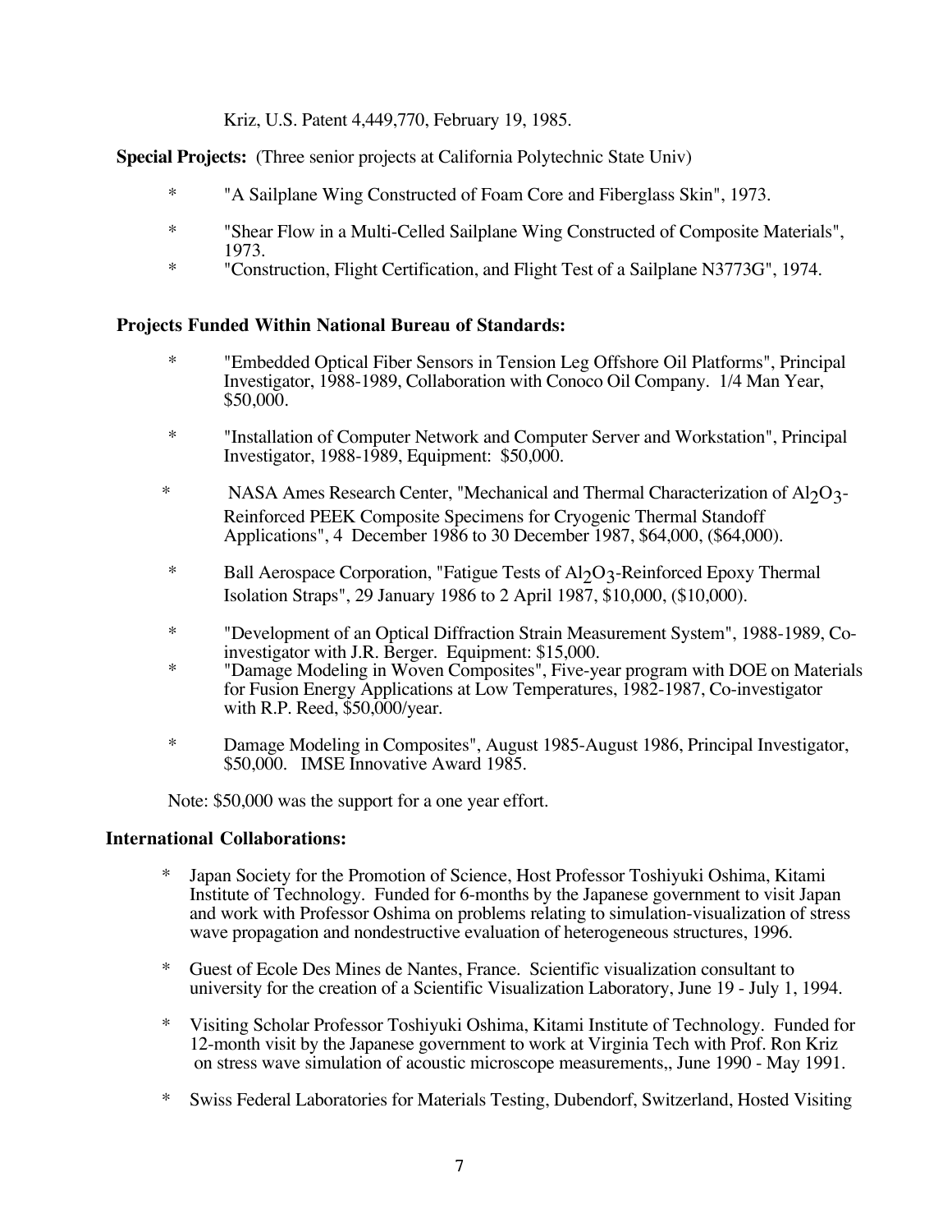Kriz, U.S. Patent 4,449,770, February 19, 1985.

**Special Projects:** (Three senior projects at California Polytechnic State Univ)

* "A Sailplane Wing Constructed of Foam Core and Fiberglass Skin", 1973.
* "Shear Flow in a Multi-Celled Sailplane Wing Constructed of Composite Materials", 1973.
* "Construction, Flight Certification, and Flight Test of a Sailplane N3773G", 1974.

**Projects Funded Within National Bureau of Standards:**

* "Embedded Optical Fiber Sensors in Tension Leg Offshore Oil Platforms", Principal Investigator, 1988-1989, Collaboration with Conoco Oil Company. 1/4 Man Year, $50,000.
* "Installation of Computer Network and Computer Server and Workstation", Principal Investigator, 1988-1989, Equipment: $50,000.
* NASA Ames Research Center, "Mechanical and Thermal Characterization of $Al_2O_3$-Reinforced PEEK Composite Specimens for Cryogenic Thermal Standoff Applications", 4 December 1986 to 30 December 1987, $64,000, ($64,000).
* Ball Aerospace Corporation, "Fatigue Tests of $Al_2O_3$-Reinforced Epoxy Thermal Isolation Straps", 29 January 1986 to 2 April 1987, $10,000, ($10,000).
* "Development of an Optical Diffraction Strain Measurement System", 1988-1989, Co-investigator with J.R. Berger. Equipment: $15,000.
* "Damage Modeling in Woven Composites", Five-year program with DOE on Materials for Fusion Energy Applications at Low Temperatures, 1982-1987, Co-investigator with R.P. Reed, $50,000/year.
* Damage Modeling in Composites", August 1985-August 1986, Principal Investigator, $50,000. IMSE Innovative Award 1985.

Note: $50,000 was the support for a one year effort.

**International Collaborations:**

* Japan Society for the Promotion of Science, Host Professor Toshiyuki Oshima, Kitami Institute of Technology. Funded for 6-months by the Japanese government to visit Japan and work with Professor Oshima on problems relating to simulation-visualization of stress wave propagation and nondestructive evaluation of heterogeneous structures, 1996.
* Guest of Ecole Des Mines de Nantes, France. Scientific visualization consultant to university for the creation of a Scientific Visualization Laboratory, June 19 - July 1, 1994.
* Visiting Scholar Professor Toshiyuki Oshima, Kitami Institute of Technology. Funded for 12-month visit by the Japanese government to work at Virginia Tech with Prof. Ron Kriz on stress wave simulation of acoustic microscope measurements,, June 1990 - May 1991.
* Swiss Federal Laboratories for Materials Testing, Dubendorf, Switzerland, Hosted Visiting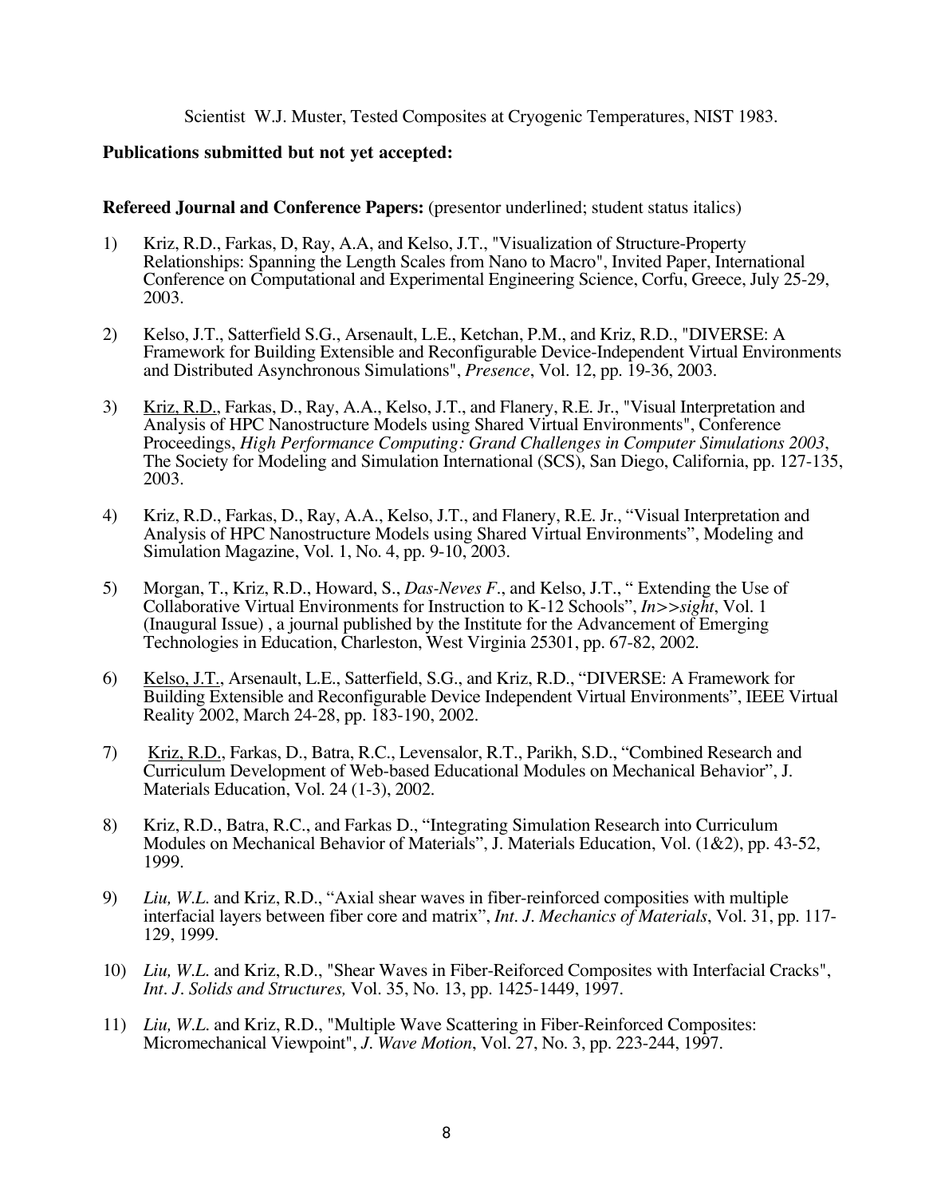Scientist W.J. Muster, Tested Composites at Cryogenic Temperatures, NIST 1983.

**Publications submitted but not yet accepted:**

**Refereed Journal and Conference Papers:** (presentor underlined; student status italics)

1) Kriz, R.D., Farkas, D, Ray, A.A, and Kelso, J.T., "Visualization of Structure-Property Relationships: Spanning the Length Scales from Nano to Macro", Invited Paper, International Conference on Computational and Experimental Engineering Science, Corfu, Greece, July 25-29, 2003.

2) Kelso, J.T., Satterfield S.G., Arsenault, L.E., Ketchan, P.M., and Kriz, R.D., "DIVERSE: A Framework for Building Extensible and Reconfigurable Device-Independent Virtual Environments and Distributed Asynchronous Simulations", *Presence*, Vol. 12, pp. 19-36, 2003.

3) <u>Kriz, R.D.</u>, Farkas, D., Ray, A.A., Kelso, J.T., and Flanery, R.E. Jr., "Visual Interpretation and Analysis of HPC Nanostructure Models using Shared Virtual Environments", Conference Proceedings, *High Performance Computing: Grand Challenges in Computer Simulations 2003*, The Society for Modeling and Simulation International (SCS), San Diego, California, pp. 127-135, 2003.

4) Kriz, R.D., Farkas, D., Ray, A.A., Kelso, J.T., and Flanery, R.E. Jr., "Visual Interpretation and Analysis of HPC Nanostructure Models using Shared Virtual Environments", Modeling and Simulation Magazine, Vol. 1, No. 4, pp. 9-10, 2003.

5) Morgan, T., Kriz, R.D., Howard, S., *Das-Neves F*., and Kelso, J.T., " Extending the Use of Collaborative Virtual Environments for Instruction to K-12 Schools", *In>>sight*, Vol. 1 (Inaugural Issue) , a journal published by the Institute for the Advancement of Emerging Technologies in Education, Charleston, West Virginia 25301, pp. 67-82, 2002.

6) <u>Kelso, J.T.</u>, Arsenault, L.E., Satterfield, S.G., and Kriz, R.D., "DIVERSE: A Framework for Building Extensible and Reconfigurable Device Independent Virtual Environments", IEEE Virtual Reality 2002, March 24-28, pp. 183-190, 2002.

7) <u>Kriz, R.D.</u>, Farkas, D., Batra, R.C., Levensalor, R.T., Parikh, S.D., "Combined Research and Curriculum Development of Web-based Educational Modules on Mechanical Behavior", J. Materials Education, Vol. 24 (1-3), 2002.

8) Kriz, R.D., Batra, R.C., and Farkas D., "Integrating Simulation Research into Curriculum Modules on Mechanical Behavior of Materials", J. Materials Education, Vol. (1&2), pp. 43-52, 1999.

9) *Liu, W.L.* and Kriz, R.D., "Axial shear waves in fiber-reinforced compsites with multiple interfacial layers between fiber core and matrix", *Int. J. Mechanics of Materials*, Vol. 31, pp. 117-129, 1999.

10) *Liu, W.L.* and Kriz, R.D., "Shear Waves in Fiber-Reiforced Composites with Interfacial Cracks", *Int. J. Solids and Structures,* Vol. 35, No. 13, pp. 1425-1449, 1997.

11) *Liu, W.L.* and Kriz, R.D., "Multiple Wave Scattering in Fiber-Reinforced Composites: Micromechanical Viewpoint", *J. Wave Motion*, Vol. 27, No. 3, pp. 223-244, 1997.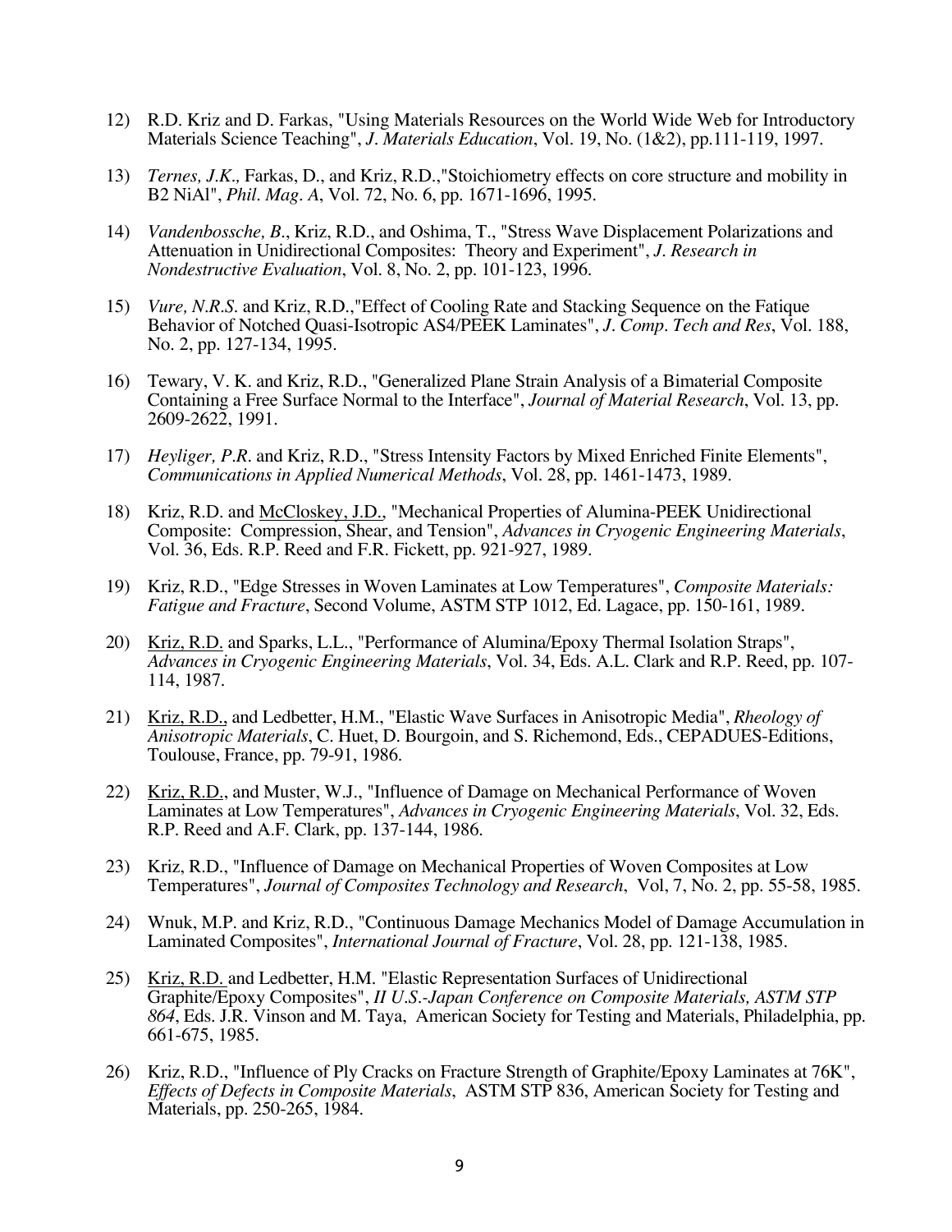12) R.D. Kriz and D. Farkas, "Using Materials Resources on the World Wide Web for Introductory Materials Science Teaching", *J. Materials Education*, Vol. 19, No. (1&2), pp.111-119, 1997.

13) *Ternes, J.K.*, Farkas, D., and Kriz, R.D.,"Stoichiometry effects on core structure and mobility in B2 NiAl", *Phil. Mag. A*, Vol. 72, No. 6, pp. 1671-1696, 1995.

14) *Vandenbossche, B.*, Kriz, R.D., and Oshima, T., "Stress Wave Displacement Polarizations and Attenuation in Unidirectional Composites: Theory and Experiment", *J. Research in Nondestructive Evaluation*, Vol. 8, No. 2, pp. 101-123, 1996.

15) *Vure, N.R.S.* and Kriz, R.D.,"Effect of Cooling Rate and Stacking Sequence on the Fatique Behavior of Notched Quasi-Isotropic AS4/PEEK Laminates", *J. Comp. Tech and Res*, Vol. 188, No. 2, pp. 127-134, 1995.

16) Tewary, V. K. and Kriz, R.D., "Generalized Plane Strain Analysis of a Bimaterial Composite Containing a Free Surface Normal to the Interface", *Journal of Material Research*, Vol. 13, pp. 2609-2622, 1991.

17) *Heyliger, P.R.* and Kriz, R.D., "Stress Intensity Factors by Mixed Enriched Finite Elements", *Communications in Applied Numerical Methods*, Vol. 28, pp. 1461-1473, 1989.

18) Kriz, R.D. and <u>McCloskey, J.D.</u>, "Mechanical Properties of Alumina-PEEK Unidirectional Composite: Compression, Shear, and Tension", *Advances in Cryogenic Engineering Materials*, Vol. 36, Eds. R.P. Reed and F.R. Fickett, pp. 921-927, 1989.

19) Kriz, R.D., "Edge Stresses in Woven Laminates at Low Temperatures", *Composite Materials: Fatigue and Fracture*, Second Volume, ASTM STP 1012, Ed. Lagace, pp. 150-161, 1989.

20) <u>Kriz, R.D.</u> and Sparks, L.L., "Performance of Alumina/Epoxy Thermal Isolation Straps", *Advances in Cryogenic Engineering Materials*, Vol. 34, Eds. A.L. Clark and R.P. Reed, pp. 107-114, 1987.

21) <u>Kriz, R.D.</u>, and Ledbetter, H.M., "Elastic Wave Surfaces in Anisotropic Media", *Rheology of Anisotropic Materials*, C. Huet, D. Bourgoin, and S. Richemond, Eds., CEPADUES-Editions, Toulouse, France, pp. 79-91, 1986.

22) <u>Kriz, R.D.</u>, and Muster, W.J., "Influence of Damage on Mechanical Performance of Woven Laminates at Low Temperatures", *Advances in Cryogenic Engineering Materials*, Vol. 32, Eds. R.P. Reed and A.F. Clark, pp. 137-144, 1986.

23) Kriz, R.D., "Influence of Damage on Mechanical Properties of Woven Composites at Low Temperatures", *Journal of Composites Technology and Research*, Vol, 7, No. 2, pp. 55-58, 1985.

24) Wnuk, M.P. and Kriz, R.D., "Continuous Damage Mechanics Model of Damage Accumulation in Laminated Composites", *International Journal of Fracture*, Vol. 28, pp. 121-138, 1985.

25) <u>Kriz, R.D.</u> and Ledbetter, H.M. "Elastic Representation Surfaces of Unidirectional Graphite/Epoxy Composites", *II U.S.-Japan Conference on Composite Materials, ASTM STP 864*, Eds. J.R. Vinson and M. Taya, American Society for Testing and Materials, Philadelphia, pp. 661-675, 1985.

26) Kriz, R.D., "Influence of Ply Cracks on Fracture Strength of Graphite/Epoxy Laminates at 76K", *Effects of Defects in Composite Materials*, ASTM STP 836, American Society for Testing and Materials, pp. 250-265, 1984.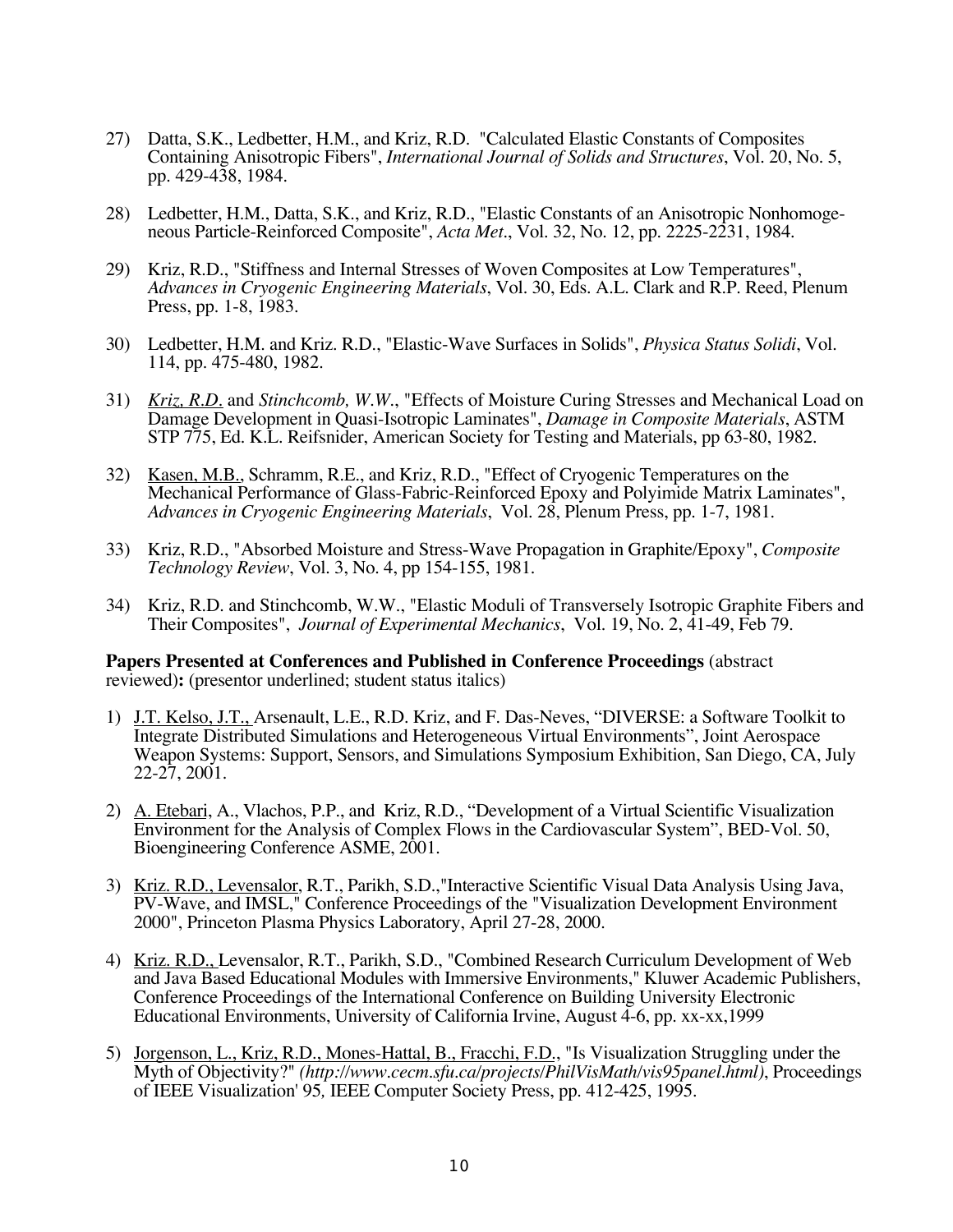27) Datta, S.K., Ledbetter, H.M., and Kriz, R.D. "Calculated Elastic Constants of Composites Containing Anisotropic Fibers", *International Journal of Solids and Structures*, Vol. 20, No. 5, pp. 429-438, 1984.

28) Ledbetter, H.M., Datta, S.K., and Kriz, R.D., "Elastic Constants of an Anisotropic Nonhomogeneous Particle-Reinforced Composite", *Acta Met*., Vol. 32, No. 12, pp. 2225-2231, 1984.

29) Kriz, R.D., "Stiffness and Internal Stresses of Woven Composites at Low Temperatures", *Advances in Cryogenic Engineering Materials*, Vol. 30, Eds. A.L. Clark and R.P. Reed, Plenum Press, pp. 1-8, 1983.

30) Ledbetter, H.M. and Kriz. R.D., "Elastic-Wave Surfaces in Solids", *Physica Status Solidi*, Vol. 114, pp. 475-480, 1982.

31) <u>*Kriz, R.D.*</u> and *Stinchcomb, W.W*., "Effects of Moisture Curing Stresses and Mechanical Load on Damage Development in Quasi-Isotropic Laminates", *Damage in Composite Materials*, ASTM STP 775, Ed. K.L. Reifsnider, American Society for Testing and Materials, pp 63-80, 1982.

32) <u>Kasen, M.B.</u>, Schramm, R.E., and Kriz, R.D., "Effect of Cryogenic Temperatures on the Mechanical Performance of Glass-Fabric-Reinforced Epoxy and Polyimide Matrix Laminates", *Advances in Cryogenic Engineering Materials*, Vol. 28, Plenum Press, pp. 1-7, 1981.

33) Kriz, R.D., "Absorbed Moisture and Stress-Wave Propagation in Graphite/Epoxy", *Composite Technology Review*, Vol. 3, No. 4, pp 154-155, 1981.

34) Kriz, R.D. and Stinchcomb, W.W., "Elastic Moduli of Transversely Isotropic Graphite Fibers and Their Composites", *Journal of Experimental Mechanics*, Vol. 19, No. 2, 41-49, Feb 79.

**Papers Presented at Conferences and Published in Conference Proceedings** (abstract reviewed)**:** (presentor underlined; student status italics)

1) <u>J.T. Kelso, J.T.,</u> Arsenault, L.E., R.D. Kriz, and F. Das-Neves, "DIVERSE: a Software Toolkit to Integrate Distributed Simulations and Heterogeneous Virtual Environments", Joint Aerospace Weapon Systems: Support, Sensors, and Simulations Symposium Exhibition, San Diego, CA, July 22-27, 2001.

2) <u>A. Etebari</u>, A., Vlachos, P.P., and Kriz, R.D., "Development of a Virtual Scientific Visualization Environment for the Analysis of Complex Flows in the Cardiovascular System", BED-Vol. 50, Bioengineering Conference ASME, 2001.

3) <u>Kriz. R.D., Levensalor</u>, R.T., Parikh, S.D.,"Interactive Scientific Visual Data Analysis Using Java, PV-Wave, and IMSL," Conference Proceedings of the "Visualization Development Environment 2000", Princeton Plasma Physics Laboratory, April 27-28, 2000.

4) <u>Kriz. R.D.,</u> Levensalor, R.T., Parikh, S.D., "Combined Research Curriculum Development of Web and Java Based Educational Modules with Immersive Environments," Kluwer Academic Publishers, Conference Proceedings of the International Conference on Building University Electronic Educational Environments, University of California Irvine, August 4-6, pp. xx-xx,1999

5) <u>Jorgenson, L., Kriz, R.D., Mones-Hattal, B., Fracchi, F.D.</u>, "Is Visualization Struggling under the Myth of Objectivity?" *(http://www.cecm.sfu.ca/projects/PhilVisMath/vis95panel.html)*, Proceedings of IEEE Visualization' 95*,* IEEE Computer Society Press, pp. 412-425, 1995.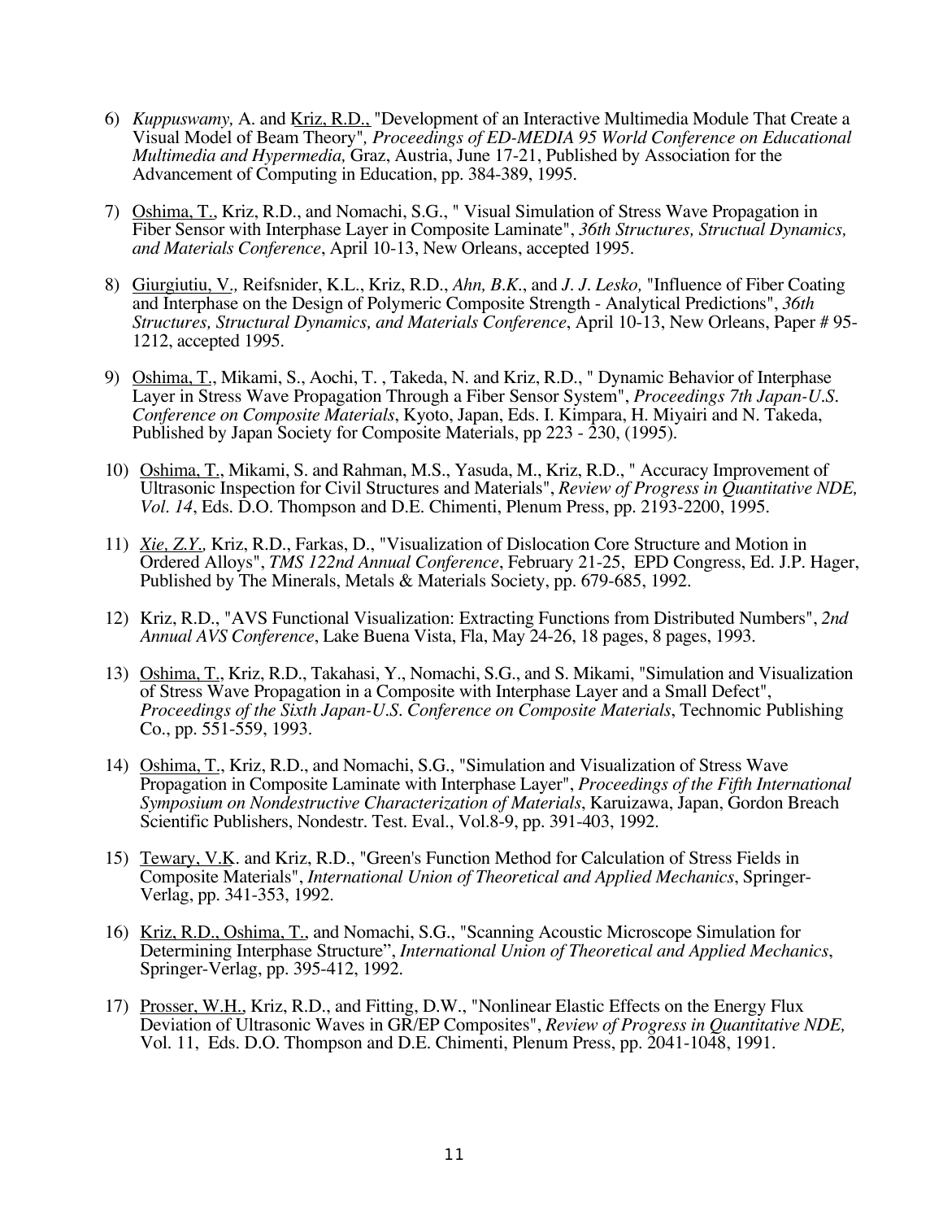6) *Kuppuswamy,* A. and Kriz, R.D., "Development of an Interactive Multimedia Module That Create a Visual Model of Beam Theory"*, Proceedings of ED-MEDIA 95 World Conference on Educational Multimedia and Hypermedia,* Graz, Austria, June 17-21, Published by Association for the Advancement of Computing in Education, pp. 384-389, 1995.

7) Oshima, T., Kriz, R.D., and Nomachi, S.G., " Visual Simulation of Stress Wave Propagation in Fiber Sensor with Interphase Layer in Composite Laminate", *36th Structures, Structual Dynamics, and Materials Conference*, April 10-13, New Orleans, accepted 1995.

8) Giurgiutiu, V*.,* Reifsnider, K.L., Kriz, R.D., *Ahn, B.K*., and *J. J. Lesko,* "Influence of Fiber Coating and Interphase on the Design of Polymeric Composite Strength - Analytical Predictions", *36th Structures, Structural Dynamics, and Materials Conference*, April 10-13, New Orleans, Paper # 95-1212, accepted 1995.

9) Oshima, T., Mikami, S., Aochi, T. , Takeda, N. and Kriz, R.D., " Dynamic Behavior of Interphase Layer in Stress Wave Propagation Through a Fiber Sensor System", *Proceedings 7th Japan-U.S. Conference on Composite Materials*, Kyoto, Japan, Eds. I. Kimpara, H. Miyairi and N. Takeda, Published by Japan Society for Composite Materials, pp 223 - 230, (1995).

10) Oshima, T., Mikami, S. and Rahman, M.S., Yasuda, M., Kriz, R.D., " Accuracy Improvement of Ultrasonic Inspection for Civil Structures and Materials", *Review of Progress in Quantitative NDE, Vol. 14*, Eds. D.O. Thompson and D.E. Chimenti, Plenum Press, pp. 2193-2200, 1995.

11) *Xie, Z.Y.,* Kriz, R.D., Farkas, D., "Visualization of Dislocation Core Structure and Motion in Ordered Alloys", *TMS 122nd Annual Conference*, February 21-25, EPD Congress, Ed. J.P. Hager, Published by The Minerals, Metals & Materials Society, pp. 679-685, 1992.

12) Kriz, R.D., "AVS Functional Visualization: Extracting Functions from Distributed Numbers", *2nd Annual AVS Conference*, Lake Buena Vista, Fla, May 24-26, 18 pages, 8 pages, 1993.

13) Oshima, T., Kriz, R.D., Takahasi, Y., Nomachi, S.G., and S. Mikami, "Simulation and Visualization of Stress Wave Propagation in a Composite with Interphase Layer and a Small Defect", *Proceedings of the Sixth Japan-U.S. Conference on Composite Materials*, Technomic Publishing Co., pp. 551-559, 1993.

14) Oshima, T., Kriz, R.D., and Nomachi, S.G., "Simulation and Visualization of Stress Wave Propagation in Composite Laminate with Interphase Layer", *Proceedings of the Fifth International Symposium on Nondestructive Characterization of Materials*, Karuizawa, Japan, Gordon Breach Scientific Publishers, Nondestr. Test. Eval., Vol.8-9, pp. 391-403, 1992.

15) Tewary, V.K. and Kriz, R.D., "Green's Function Method for Calculation of Stress Fields in Composite Materials", *International Union of Theoretical and Applied Mechanics*, Springer-Verlag, pp. 341-353, 1992.

16) Kriz, R.D., Oshima, T., and Nomachi, S.G., "Scanning Acoustic Microscope Simulation for Determining Interphase Structure", *International Union of Theoretical and Applied Mechanics*, Springer-Verlag, pp. 395-412, 1992.

17) Prosser, W.H., Kriz, R.D., and Fitting, D.W., "Nonlinear Elastic Effects on the Energy Flux Deviation of Ultrasonic Waves in GR/EP Composites", *Review of Progress in Quantitative NDE,* Vol. 11, Eds. D.O. Thompson and D.E. Chimenti, Plenum Press, pp. 2041-1048, 1991.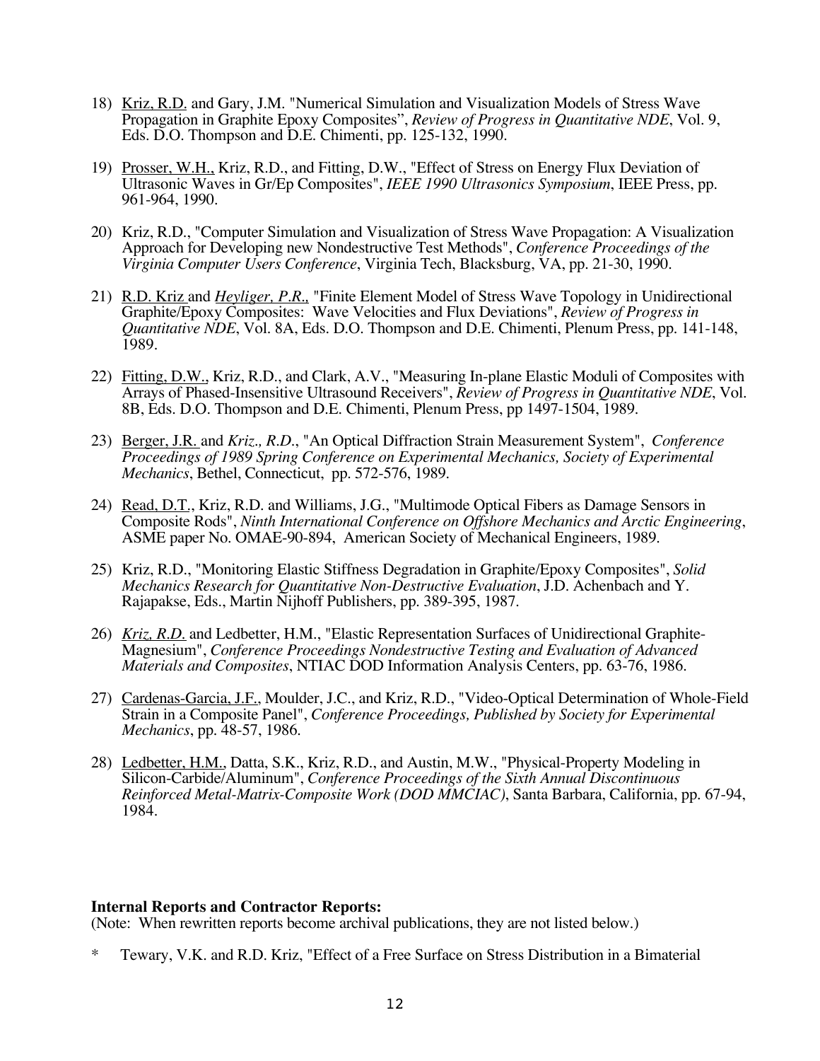18) Kriz, R.D. and Gary, J.M. "Numerical Simulation and Visualization Models of Stress Wave Propagation in Graphite Epoxy Composites", *Review of Progress in Quantitative NDE*, Vol. 9, Eds. D.O. Thompson and D.E. Chimenti, pp. 125-132, 1990.

19) Prosser, W.H., Kriz, R.D., and Fitting, D.W., "Effect of Stress on Energy Flux Deviation of Ultrasonic Waves in Gr/Ep Composites", *IEEE 1990 Ultrasonics Symposium*, IEEE Press, pp. 961-964, 1990.

20) Kriz, R.D., "Computer Simulation and Visualization of Stress Wave Propagation: A Visualization Approach for Developing new Nondestructive Test Methods", *Conference Proceedings of the Virginia Computer Users Conference*, Virginia Tech, Blacksburg, VA, pp. 21-30, 1990.

21) R.D. Kriz and *Heyliger, P.R.,* "Finite Element Model of Stress Wave Topology in Unidirectional Graphite/Epoxy Composites: Wave Velocities and Flux Deviations", *Review of Progress in Quantitative NDE*, Vol. 8A, Eds. D.O. Thompson and D.E. Chimenti, Plenum Press, pp. 141-148, 1989.

22) Fitting, D.W., Kriz, R.D., and Clark, A.V., "Measuring In-plane Elastic Moduli of Composites with Arrays of Phased-Insensitive Ultrasound Receivers", *Review of Progress in Quantitative NDE*, Vol. 8B, Eds. D.O. Thompson and D.E. Chimenti, Plenum Press, pp 1497-1504, 1989.

23) Berger, J.R. and *Kriz., R.D.*, "An Optical Diffraction Strain Measurement System", *Conference Proceedings of 1989 Spring Conference on Experimental Mechanics, Society of Experimental Mechanics*, Bethel, Connecticut, pp. 572-576, 1989.

24) Read, D.T., Kriz, R.D. and Williams, J.G., "Multimode Optical Fibers as Damage Sensors in Composite Rods", *Ninth International Conference on Offshore Mechanics and Arctic Engineering*, ASME paper No. OMAE-90-894, American Society of Mechanical Engineers, 1989.

25) Kriz, R.D., "Monitoring Elastic Stiffness Degradation in Graphite/Epoxy Composites", *Solid Mechanics Research for Quantitative Non-Destructive Evaluation*, J.D. Achenbach and Y. Rajapakse, Eds., Martin Nijhoff Publishers, pp. 389-395, 1987.

26) *Kriz, R.D.* and Ledbetter, H.M., "Elastic Representation Surfaces of Unidirectional Graphite-Magnesium", *Conference Proceedings Nondestructive Testing and Evaluation of Advanced Materials and Composites*, NTIAC DOD Information Analysis Centers, pp. 63-76, 1986.

27) Cardenas-Garcia, J.F., Moulder, J.C., and Kriz, R.D., "Video-Optical Determination of Whole-Field Strain in a Composite Panel", *Conference Proceedings, Published by Society for Experimental Mechanics*, pp. 48-57, 1986.

28) Ledbetter, H.M., Datta, S.K., Kriz, R.D., and Austin, M.W., "Physical-Property Modeling in Silicon-Carbide/Aluminum", *Conference Proceedings of the Sixth Annual Discontinuous Reinforced Metal-Matrix-Composite Work (DOD MMCIAC)*, Santa Barbara, California, pp. 67-94, 1984.

**Internal Reports and Contractor Reports:**
(Note: When rewritten reports become archival publications, they are not listed below.)

\* Tewary, V.K. and R.D. Kriz, "Effect of a Free Surface on Stress Distribution in a Bimaterial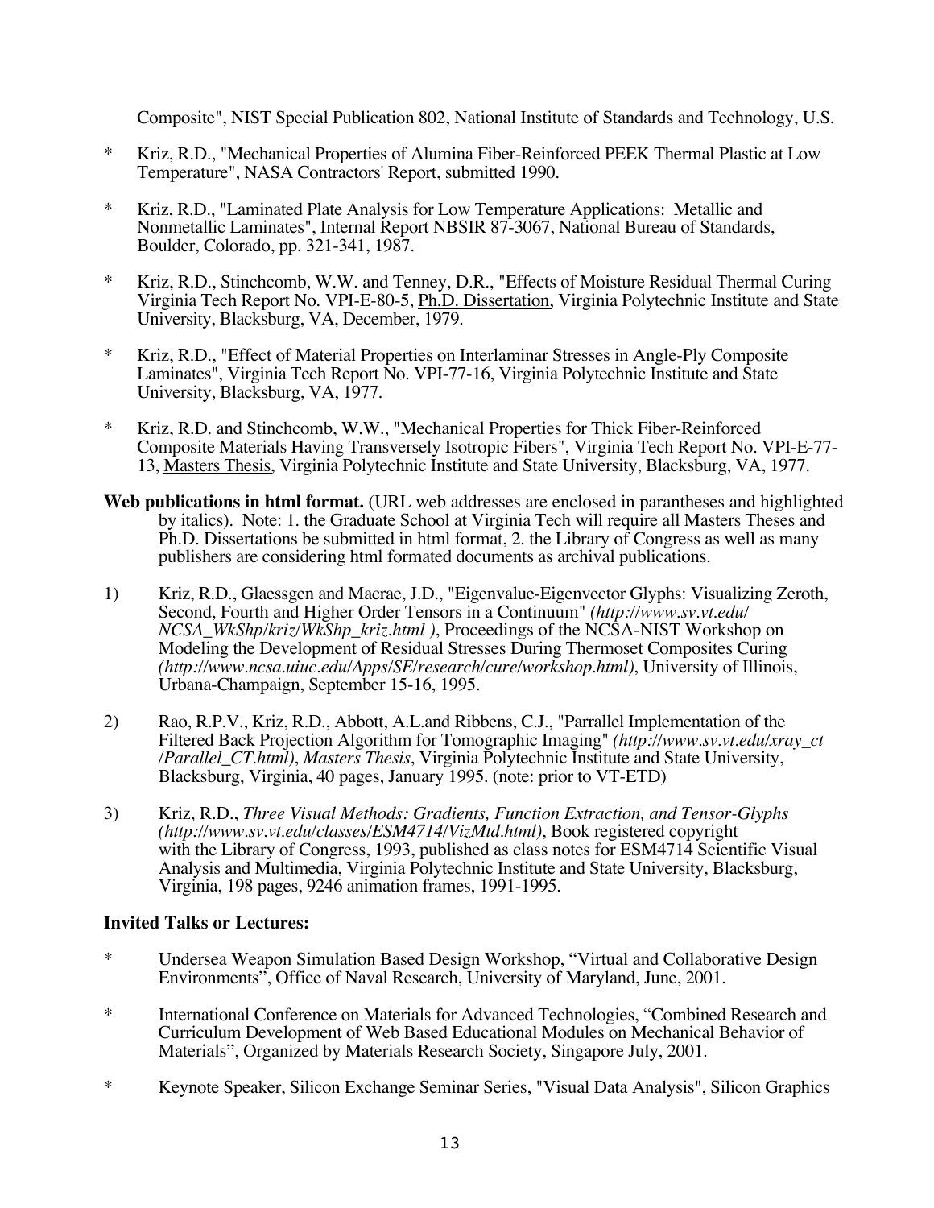Composite", NIST Special Publication 802, National Institute of Standards and Technology, U.S.

\* Kriz, R.D., "Mechanical Properties of Alumina Fiber-Reinforced PEEK Thermal Plastic at Low Temperature", NASA Contractors' Report, submitted 1990.

\* Kriz, R.D., "Laminated Plate Analysis for Low Temperature Applications: Metallic and Nonmetallic Laminates", Internal Report NBSIR 87-3067, National Bureau of Standards, Boulder, Colorado, pp. 321-341, 1987.

\* Kriz, R.D., Stinchcomb, W.W. and Tenney, D.R., "Effects of Moisture Residual Thermal Curing Virginia Tech Report No. VPI-E-80-5, <u>Ph.D. Dissertation</u>, Virginia Polytechnic Institute and State University, Blacksburg, VA, December, 1979.

\* Kriz, R.D., "Effect of Material Properties on Interlaminar Stresses in Angle-Ply Composite Laminates", Virginia Tech Report No. VPI-77-16, Virginia Polytechnic Institute and State University, Blacksburg, VA, 1977.

\* Kriz, R.D. and Stinchcomb, W.W., "Mechanical Properties for Thick Fiber-Reinforced Composite Materials Having Transversely Isotropic Fibers", Virginia Tech Report No. VPI-E-77-13, <u>Masters Thesis</u>, Virginia Polytechnic Institute and State University, Blacksburg, VA, 1977.

**Web publications in html format.** (URL web addresses are enclosed in parantheses and highlighted by italics). Note: 1. the Graduate School at Virginia Tech will require all Masters Theses and Ph.D. Dissertations be submitted in html format, 2. the Library of Congress as well as many publishers are considering html formated documents as archival publications.

1) Kriz, R.D., Glaessgen and Macrae, J.D., "Eigenvalue-Eigenvector Glyphs: Visualizing Zeroth, Second, Fourth and Higher Order Tensors in a Continuum" *(http://www.sv.vt.edu/NCSA_WkShp/kriz/WkShp_kriz.html )*, Proceedings of the NCSA-NIST Workshop on Modeling the Development of Residual Stresses During Thermoset Composites Curing *(http://www.ncsa.uiuc.edu/Apps/SE/research/cure/workshop.html)*, University of Illinois, Urbana-Champaign, September 15-16, 1995.

2) Rao, R.P.V., Kriz, R.D., Abbott, A.L.and Ribbens, C.J., "Parrallel Implementation of the Filtered Back Projection Algorithm for Tomographic Imaging" *(http://www.sv.vt.edu/xray_ct/Parallel_CT.html)*, *Masters Thesis*, Virginia Polytechnic Institute and State University, Blacksburg, Virginia, 40 pages, January 1995. (note: prior to VT-ETD)

3) Kriz, R.D., *Three Visual Methods: Gradients, Function Extraction, and Tensor-Glyphs (http://www.sv.vt.edu/classes/ESM4714/VizMtd.html)*, Book registered copyright with the Library of Congress, 1993, published as class notes for ESM4714 Scientific Visual Analysis and Multimedia, Virginia Polytechnic Institute and State University, Blacksburg, Virginia, 198 pages, 9246 animation frames, 1991-1995.

**Invited Talks or Lectures:**

\* Undersea Weapon Simulation Based Design Workshop, "Virtual and Collaborative Design Environments", Office of Naval Research, University of Maryland, June, 2001.

\* International Conference on Materials for Advanced Technologies, "Combined Research and Curriculum Development of Web Based Educational Modules on Mechanical Behavior of Materials", Organized by Materials Research Society, Singapore July, 2001.

\* Keynote Speaker, Silicon Exchange Seminar Series, "Visual Data Analysis", Silicon Graphics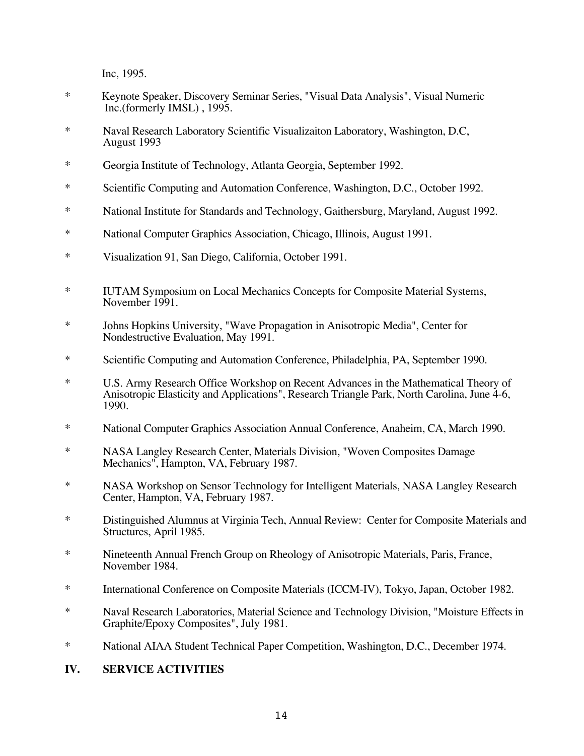Inc, 1995.

* Keynote Speaker, Discovery Seminar Series, "Visual Data Analysis", Visual Numeric Inc.(formerly IMSL) , 1995.

* Naval Research Laboratory Scientific Visualizaiton Laboratory, Washington, D.C, August 1993

* Georgia Institute of Technology, Atlanta Georgia, September 1992.

* Scientific Computing and Automation Conference, Washington, D.C., October 1992.

* National Institute for Standards and Technology, Gaithersburg, Maryland, August 1992.

* National Computer Graphics Association, Chicago, Illinois, August 1991.

* Visualization 91, San Diego, California, October 1991.

* IUTAM Symposium on Local Mechanics Concepts for Composite Material Systems, November 1991.

* Johns Hopkins University, "Wave Propagation in Anisotropic Media", Center for Nondestructive Evaluation, May 1991.

* Scientific Computing and Automation Conference, Philadelphia, PA, September 1990.

* U.S. Army Research Office Workshop on Recent Advances in the Mathematical Theory of Anisotropic Elasticity and Applications", Research Triangle Park, North Carolina, June 4-6, 1990.

* National Computer Graphics Association Annual Conference, Anaheim, CA, March 1990.

* NASA Langley Research Center, Materials Division, "Woven Composites Damage Mechanics", Hampton, VA, February 1987.

* NASA Workshop on Sensor Technology for Intelligent Materials, NASA Langley Research Center, Hampton, VA, February 1987.

* Distinguished Alumnus at Virginia Tech, Annual Review: Center for Composite Materials and Structures, April 1985.

* Nineteenth Annual French Group on Rheology of Anisotropic Materials, Paris, France, November 1984.

* International Conference on Composite Materials (ICCM-IV), Tokyo, Japan, October 1982.

* Naval Research Laboratories, Material Science and Technology Division, "Moisture Effects in Graphite/Epoxy Composites", July 1981.

* National AIAA Student Technical Paper Competition, Washington, D.C., December 1974.

## IV. SERVICE ACTIVITIES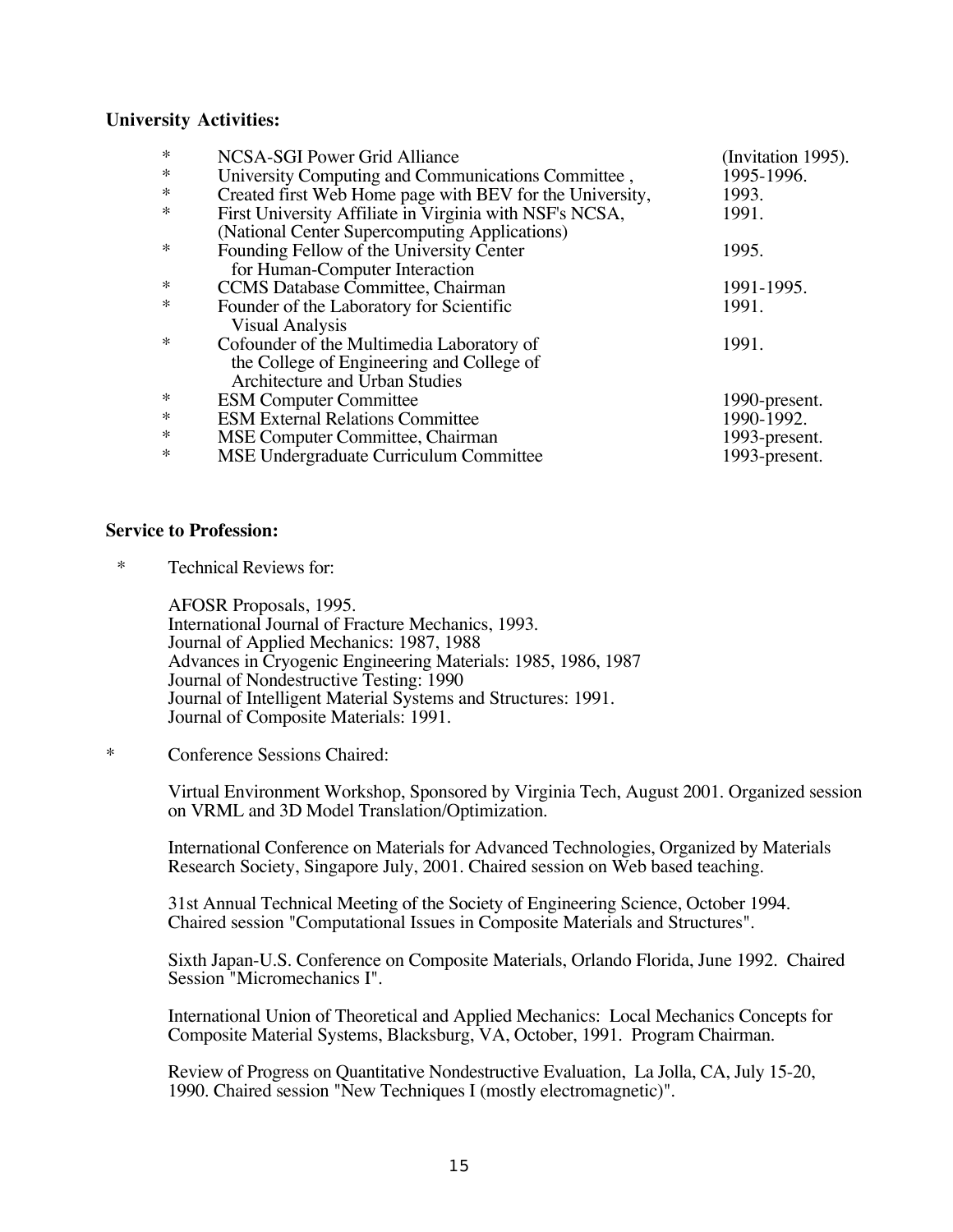**University Activities:**

| | | |
|---|---|---|
| * | NCSA-SGI Power Grid Alliance | (Invitation 1995). |
| * | University Computing and Communications Committee , | 1995-1996. |
| * | Created first Web Home page with BEV for the University, | 1993. |
| * | First University Affiliate in Virginia with NSF's NCSA, (National Center Supercomputing Applications) | 1991. |
| * | Founding Fellow of the University Center for Human-Computer Interaction | 1995. |
| * | CCMS Database Committee, Chairman | 1991-1995. |
| * | Founder of the Laboratory for Scientific Visual Analysis | 1991. |
| * | Cofounder of the Multimedia Laboratory of the College of Engineering and College of Architecture and Urban Studies | 1991. |
| * | ESM Computer Committee | 1990-present. |
| * | ESM External Relations Committee | 1990-1992. |
| * | MSE Computer Committee, Chairman | 1993-present. |
| * | MSE Undergraduate Curriculum Committee | 1993-present. |

**Service to Profession:**

* Technical Reviews for:

  AFOSR Proposals, 1995.
  International Journal of Fracture Mechanics, 1993.
  Journal of Applied Mechanics: 1987, 1988
  Advances in Cryogenic Engineering Materials: 1985, 1986, 1987
  Journal of Nondestructive Testing: 1990
  Journal of Intelligent Material Systems and Structures: 1991.
  Journal of Composite Materials: 1991.

* Conference Sessions Chaired:

  Virtual Environment Workshop, Sponsored by Virginia Tech, August 2001. Organized session on VRML and 3D Model Translation/Optimization.

  International Conference on Materials for Advanced Technologies, Organized by Materials Research Society, Singapore July, 2001. Chaired session on Web based teaching.

  31st Annual Technical Meeting of the Society of Engineering Science, October 1994. Chaired session "Computational Issues in Composite Materials and Structures".

  Sixth Japan-U.S. Conference on Composite Materials, Orlando Florida, June 1992. Chaired Session "Micromechanics I".

  International Union of Theoretical and Applied Mechanics: Local Mechanics Concepts for Composite Material Systems, Blacksburg, VA, October, 1991. Program Chairman.

  Review of Progress on Quantitative Nondestructive Evaluation, La Jolla, CA, July 15-20, 1990. Chaired session "New Techniques I (mostly electromagnetic)".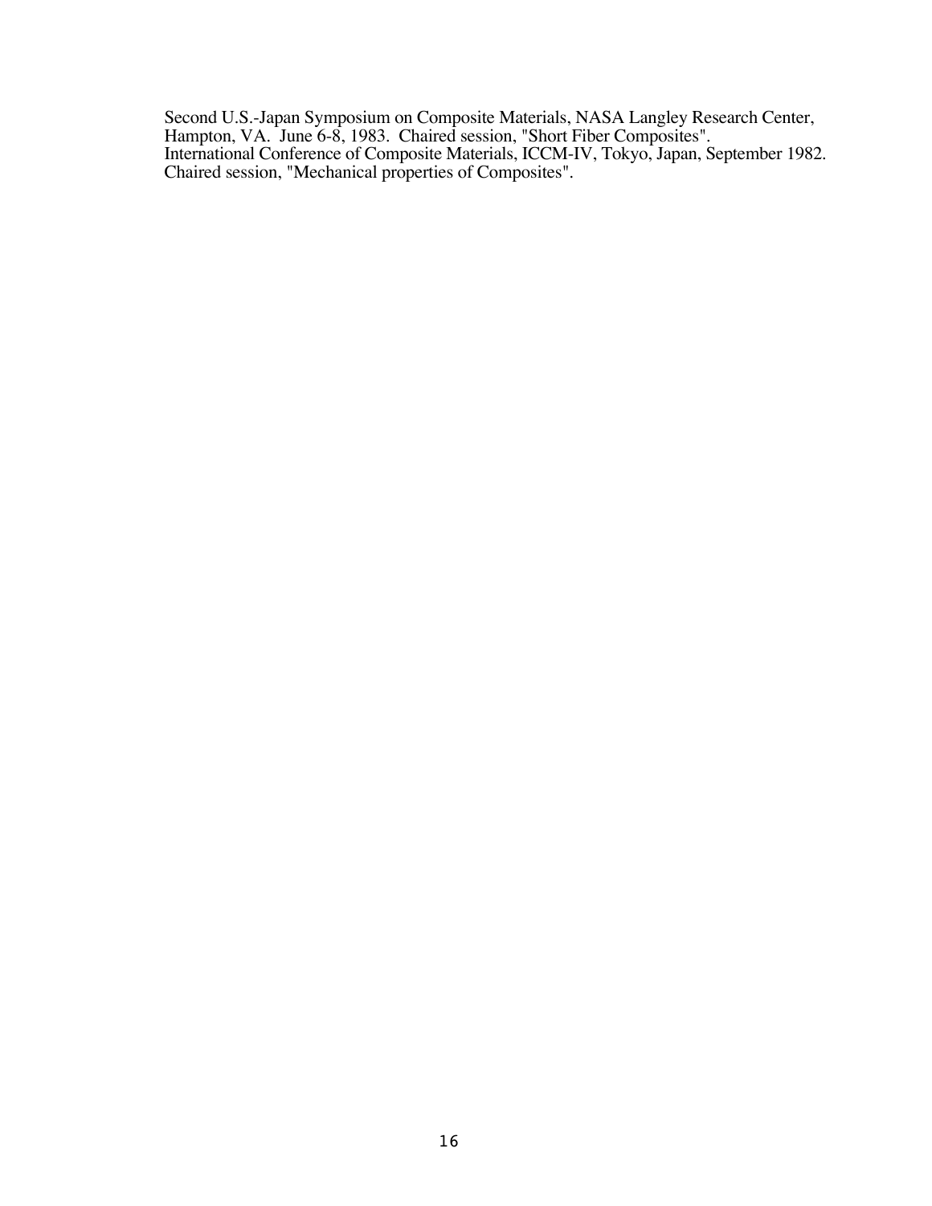Second U.S.-Japan Symposium on Composite Materials, NASA Langley Research Center, Hampton, VA. June 6-8, 1983. Chaired session, "Short Fiber Composites".

International Conference of Composite Materials, ICCM-IV, Tokyo, Japan, September 1982. Chaired session, "Mechanical properties of Composites".